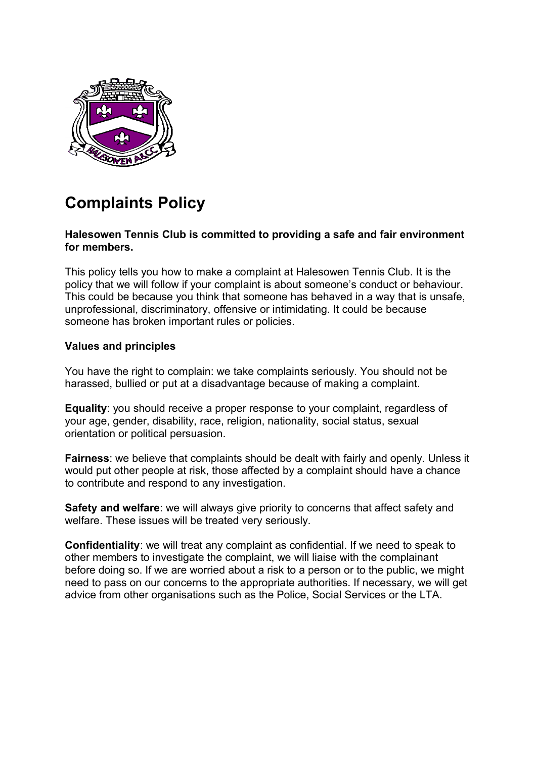# Complaints Policy

**Halesowen Tennis Club is committed to providing a safe and fair environment for members.**

This policy tells you how to make a complaint at Halesowen Tennis Club. It is the policy that we will follow if your complaint is about someone's conduct or behaviour. This could be because you think that someone has behaved in a way that is unsafe, unprofessional, discriminatory, offensive or intimidating. It could be because someone has broken important rules or policies.

**Values and principles**

You have the right to complain: we take complaints seriously. You should not be harassed, bullied or put at a disadvantage because of making a complaint.

**Equality**: you should receive a proper response to your complaint, regardless of your age, gender, disability, race, religion, nationality, social status, sexual orientation or political persuasion.

**Fairness**: we believe that complaints should be dealt with fairly and openly. Unless it would put other people at risk, those affected by a complaint should have a chance to contribute and respond to any investigation.

**Safety and welfare**: we will always give priority to concerns that affect safety and welfare. These issues will be treated very seriously.

**Confidentiality**: we will treat any complaint as confidential. If we need to speak to other members to investigate the complaint, we will liaise with the complainant before doing so. If we are worried about a risk to a person or to the public, we might need to pass on our concerns to the appropriate authorities. If necessary, we will get advice from other organisations such as the Police, Social Services or the LTA.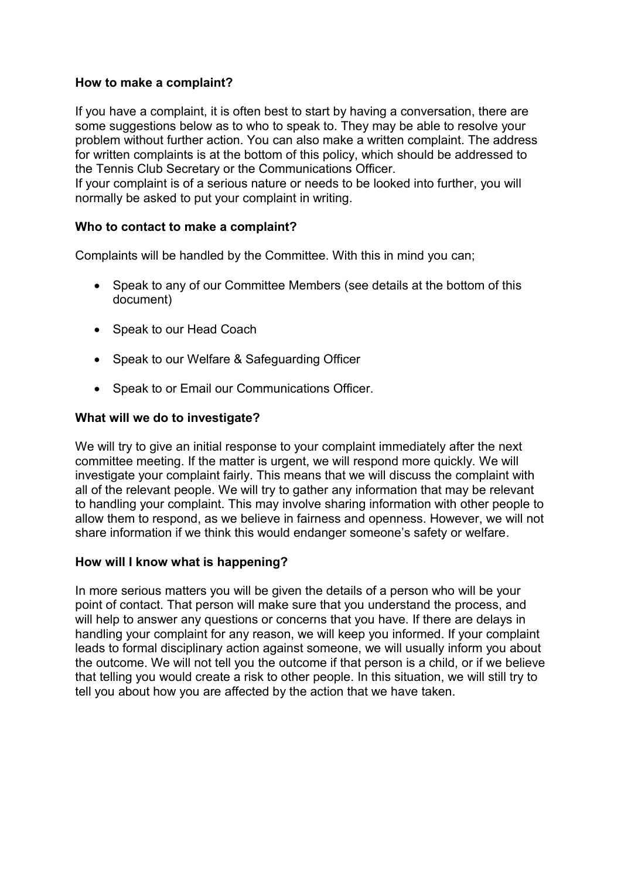**How to make a complaint?**

If you have a complaint, it is often best to start by having a conversation, there are some suggestions below as to who to speak to. They may be able to resolve your problem without further action. You can also make a written complaint. The address for written complaints is at the bottom of this policy, which should be addressed to the Tennis Club Secretary or the Communications Officer.
If your complaint is of a serious nature or needs to be looked into further, you will normally be asked to put your complaint in writing.

**Who to contact to make a complaint?**

Complaints will be handled by the Committee. With this in mind you can;

- Speak to any of our Committee Members (see details at the bottom of this document)
- Speak to our Head Coach
- Speak to our Welfare & Safeguarding Officer
- Speak to or Email our Communications Officer.

**What will we do to investigate?**

We will try to give an initial response to your complaint immediately after the next committee meeting. If the matter is urgent, we will respond more quickly. We will investigate your complaint fairly. This means that we will discuss the complaint with all of the relevant people. We will try to gather any information that may be relevant to handling your complaint. This may involve sharing information with other people to allow them to respond, as we believe in fairness and openness. However, we will not share information if we think this would endanger someone's safety or welfare.

**How will I know what is happening?**

In more serious matters you will be given the details of a person who will be your point of contact. That person will make sure that you understand the process, and will help to answer any questions or concerns that you have. If there are delays in handling your complaint for any reason, we will keep you informed. If your complaint leads to formal disciplinary action against someone, we will usually inform you about the outcome. We will not tell you the outcome if that person is a child, or if we believe that telling you would create a risk to other people. In this situation, we will still try to tell you about how you are affected by the action that we have taken.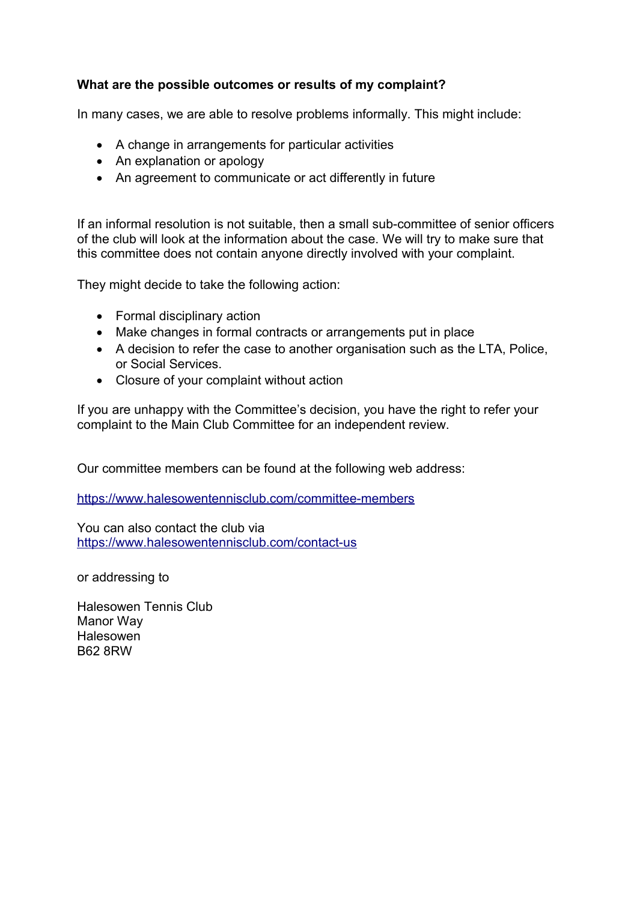**What are the possible outcomes or results of my complaint?**

In many cases, we are able to resolve problems informally. This might include:

- A change in arrangements for particular activities
- An explanation or apology
- An agreement to communicate or act differently in future

If an informal resolution is not suitable, then a small sub-committee of senior officers of the club will look at the information about the case. We will try to make sure that this committee does not contain anyone directly involved with your complaint.

They might decide to take the following action:

- Formal disciplinary action
- Make changes in formal contracts or arrangements put in place
- A decision to refer the case to another organisation such as the LTA, Police, or Social Services.
- Closure of your complaint without action

If you are unhappy with the Committee's decision, you have the right to refer your complaint to the Main Club Committee for an independent review.

Our committee members can be found at the following web address:

https://www.halesowentennisclub.com/committee-members

You can also contact the club via
https://www.halesowentennisclub.com/contact-us

or addressing to

Halesowen Tennis Club
Manor Way
Halesowen
B62 8RW